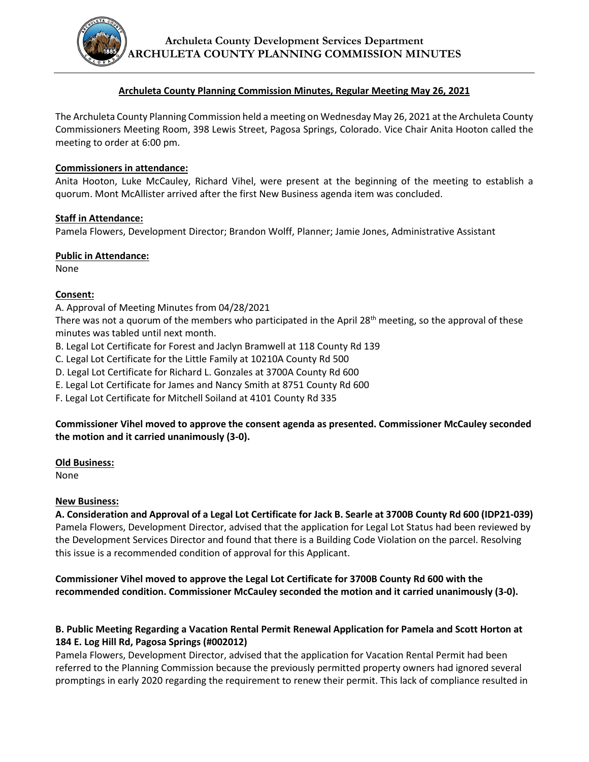**Archuleta County Development Services Department**
**ARCHULETA COUNTY PLANNING COMMISSION MINUTES**

## Archuleta County Planning Commission Minutes, Regular Meeting May 26, 2021

The Archuleta County Planning Commission held a meeting on Wednesday May 26, 2021 at the Archuleta County Commissioners Meeting Room, 398 Lewis Street, Pagosa Springs, Colorado. Vice Chair Anita Hooton called the meeting to order at 6:00 pm.

### Commissioners in attendance:

Anita Hooton, Luke McCauley, Richard Vihel, were present at the beginning of the meeting to establish a quorum. Mont McAllister arrived after the first New Business agenda item was concluded.

### Staff in Attendance:

Pamela Flowers, Development Director; Brandon Wolff, Planner; Jamie Jones, Administrative Assistant

### Public in Attendance:

None

### Consent:

A. Approval of Meeting Minutes from 04/28/2021

There was not a quorum of the members who participated in the April 28th meeting, so the approval of these minutes was tabled until next month.

B. Legal Lot Certificate for Forest and Jaclyn Bramwell at 118 County Rd 139

C. Legal Lot Certificate for the Little Family at 10210A County Rd 500

D. Legal Lot Certificate for Richard L. Gonzales at 3700A County Rd 600

E. Legal Lot Certificate for James and Nancy Smith at 8751 County Rd 600

F. Legal Lot Certificate for Mitchell Soiland at 4101 County Rd 335

**Commissioner Vihel moved to approve the consent agenda as presented. Commissioner McCauley seconded the motion and it carried unanimously (3-0).**

### Old Business:

None

### New Business:

**A. Consideration and Approval of a Legal Lot Certificate for Jack B. Searle at 3700B County Rd 600 (IDP21-039)**

Pamela Flowers, Development Director, advised that the application for Legal Lot Status had been reviewed by the Development Services Director and found that there is a Building Code Violation on the parcel. Resolving this issue is a recommended condition of approval for this Applicant.

**Commissioner Vihel moved to approve the Legal Lot Certificate for 3700B County Rd 600 with the recommended condition. Commissioner McCauley seconded the motion and it carried unanimously (3-0).**

**B. Public Meeting Regarding a Vacation Rental Permit Renewal Application for Pamela and Scott Horton at 184 E. Log Hill Rd, Pagosa Springs (#002012)**

Pamela Flowers, Development Director, advised that the application for Vacation Rental Permit had been referred to the Planning Commission because the previously permitted property owners had ignored several promptings in early 2020 regarding the requirement to renew their permit. This lack of compliance resulted in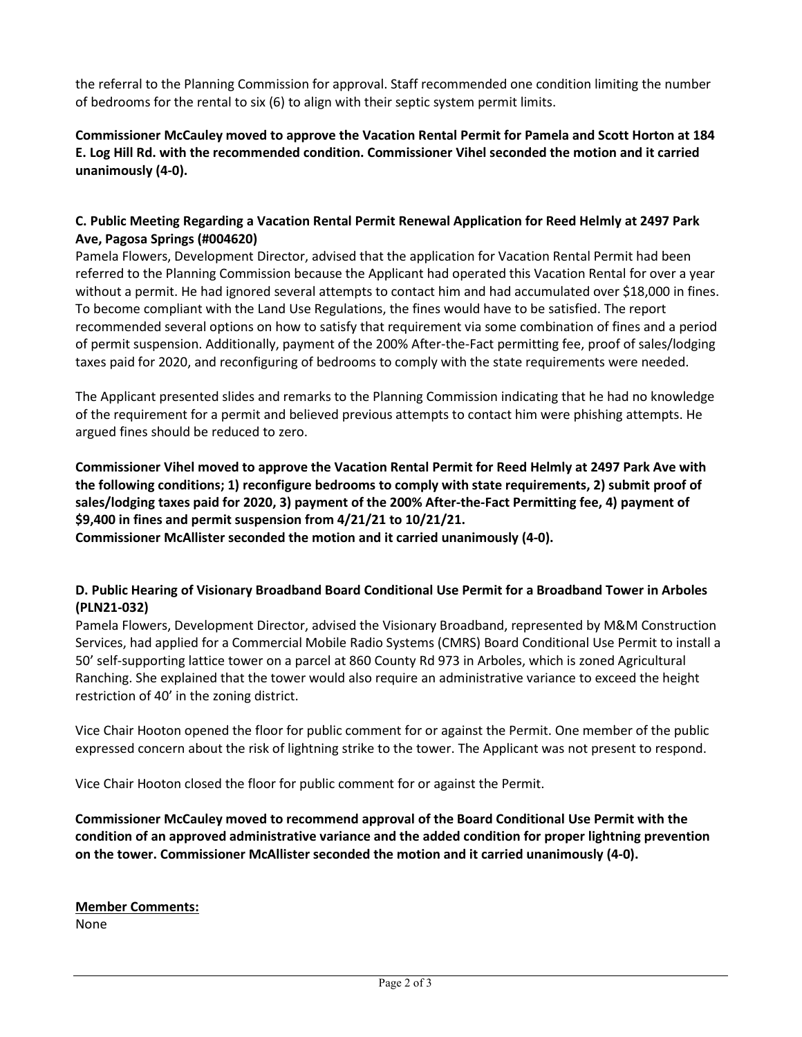the referral to the Planning Commission for approval. Staff recommended one condition limiting the number of bedrooms for the rental to six (6) to align with their septic system permit limits.

**Commissioner McCauley moved to approve the Vacation Rental Permit for Pamela and Scott Horton at 184 E. Log Hill Rd. with the recommended condition. Commissioner Vihel seconded the motion and it carried unanimously (4-0).**

**C. Public Meeting Regarding a Vacation Rental Permit Renewal Application for Reed Helmly at 2497 Park Ave, Pagosa Springs (#004620)**

Pamela Flowers, Development Director, advised that the application for Vacation Rental Permit had been referred to the Planning Commission because the Applicant had operated this Vacation Rental for over a year without a permit. He had ignored several attempts to contact him and had accumulated over $18,000 in fines. To become compliant with the Land Use Regulations, the fines would have to be satisfied. The report recommended several options on how to satisfy that requirement via some combination of fines and a period of permit suspension. Additionally, payment of the 200% After-the-Fact permitting fee, proof of sales/lodging taxes paid for 2020, and reconfiguring of bedrooms to comply with the state requirements were needed.

The Applicant presented slides and remarks to the Planning Commission indicating that he had no knowledge of the requirement for a permit and believed previous attempts to contact him were phishing attempts. He argued fines should be reduced to zero.

**Commissioner Vihel moved to approve the Vacation Rental Permit for Reed Helmly at 2497 Park Ave with the following conditions; 1) reconfigure bedrooms to comply with state requirements, 2) submit proof of sales/lodging taxes paid for 2020, 3) payment of the 200% After-the-Fact Permitting fee, 4) payment of $9,400 in fines and permit suspension from 4/21/21 to 10/21/21.**
**Commissioner McAllister seconded the motion and it carried unanimously (4-0).**

**D. Public Hearing of Visionary Broadband Board Conditional Use Permit for a Broadband Tower in Arboles (PLN21-032)**

Pamela Flowers, Development Director, advised the Visionary Broadband, represented by M&M Construction Services, had applied for a Commercial Mobile Radio Systems (CMRS) Board Conditional Use Permit to install a 50' self-supporting lattice tower on a parcel at 860 County Rd 973 in Arboles, which is zoned Agricultural Ranching. She explained that the tower would also require an administrative variance to exceed the height restriction of 40' in the zoning district.

Vice Chair Hooton opened the floor for public comment for or against the Permit. One member of the public expressed concern about the risk of lightning strike to the tower. The Applicant was not present to respond.

Vice Chair Hooton closed the floor for public comment for or against the Permit.

**Commissioner McCauley moved to recommend approval of the Board Conditional Use Permit with the condition of an approved administrative variance and the added condition for proper lightning prevention on the tower. Commissioner McAllister seconded the motion and it carried unanimously (4-0).**

**Member Comments:**

None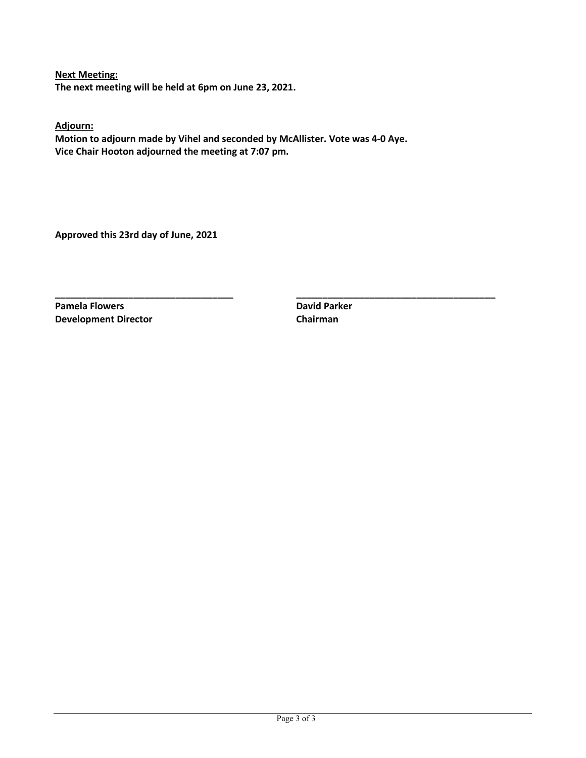**<u>Next Meeting:</u>**
**The next meeting will be held at 6pm on June 23, 2021.**

**<u>Adjourn:</u>**
**Motion to adjourn made by Vihel and seconded by McAllister. Vote was 4-0 Aye.**
**Vice Chair Hooton adjourned the meeting at 7:07 pm.**

**Approved this 23rd day of June, 2021**

| | |
|---|---|
| ___________________________________ | ________________________________________ |
| **Pamela Flowers** | **David Parker** |
| **Development Director** | **Chairman** |